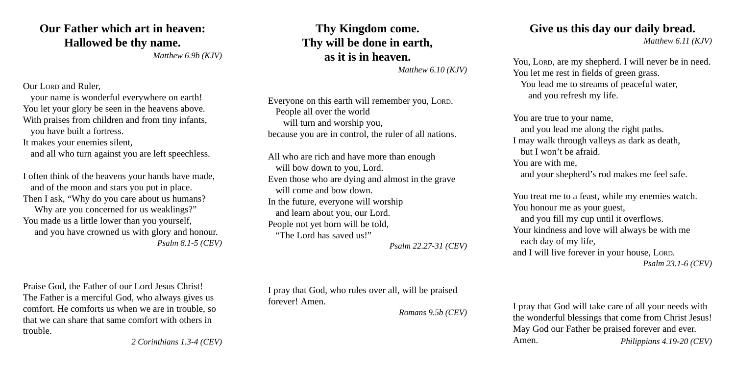## Our Father which art in heaven: Hallowed be thy name.

*Matthew 6.9b (KJV)*

Our LORD and Ruler,
your name is wonderful everywhere on earth!
You let your glory be seen in the heavens above.
With praises from children and from tiny infants,
you have built a fortress.
It makes your enemies silent,
and all who turn against you are left speechless.

I often think of the heavens your hands have made,
and of the moon and stars you put in place.
Then I ask, "Why do you care about us humans?
Why are you concerned for us weaklings?"
You made us a little lower than you yourself,
and you have crowned us with glory and honour.

*Psalm 8.1-5 (CEV)*

Praise God, the Father of our Lord Jesus Christ! The Father is a merciful God, who always gives us comfort. He comforts us when we are in trouble, so that we can share that same comfort with others in trouble.

*2 Corinthians 1.3-4 (CEV)*

## Thy Kingdom come. Thy will be done in earth, as it is in heaven.

*Matthew 6.10 (KJV)*

Everyone on this earth will remember you, LORD.
People all over the world
will turn and worship you,
because you are in control, the ruler of all nations.

All who are rich and have more than enough
will bow down to you, Lord.
Even those who are dying and almost in the grave
will come and bow down.
In the future, everyone will worship
and learn about you, our Lord.
People not yet born will be told,
"The Lord has saved us!"

*Psalm 22.27-31 (CEV)*

I pray that God, who rules over all, will be praised forever! Amen.

*Romans 9.5b (CEV)*

## Give us this day our daily bread.

*Matthew 6.11 (KJV)*

You, LORD, are my shepherd. I will never be in need.
You let me rest in fields of green grass.
You lead me to streams of peaceful water,
and you refresh my life.

You are true to your name,
and you lead me along the right paths.
I may walk through valleys as dark as death,
but I won't be afraid.
You are with me,
and your shepherd's rod makes me feel safe.

You treat me to a feast, while my enemies watch.
You honour me as your guest,
and you fill my cup until it overflows.
Your kindness and love will always be with me
each day of my life,
and I will live forever in your house, LORD.

*Psalm 23.1-6 (CEV)*

I pray that God will take care of all your needs with the wonderful blessings that come from Christ Jesus! May God our Father be praised forever and ever. Amen.

*Philippians 4.19-20 (CEV)*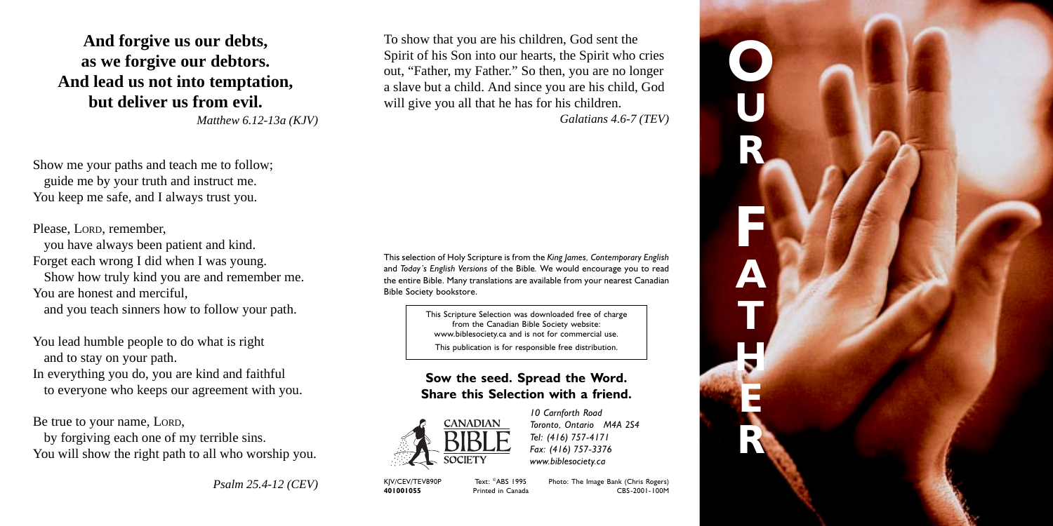**And forgive us our debts,**
**as we forgive our debtors.**
**And lead us not into temptation,**
**but deliver us from evil.**

*Matthew 6.12-13a (KJV)*

Show me your paths and teach me to follow;
guide me by your truth and instruct me.
You keep me safe, and I always trust you.

Please, LORD, remember,
you have always been patient and kind.
Forget each wrong I did when I was young.
Show how truly kind you are and remember me.
You are honest and merciful,
and you teach sinners how to follow your path.

You lead humble people to do what is right
and to stay on your path.
In everything you do, you are kind and faithful
to everyone who keeps our agreement with you.

Be true to your name, LORD,
by forgiving each one of my terrible sins.
You will show the right path to all who worship you.

*Psalm 25.4-12 (CEV)*

To show that you are his children, God sent the Spirit of his Son into our hearts, the Spirit who cries out, "Father, my Father." So then, you are no longer a slave but a child. And since you are his child, God will give you all that he has for his children.

*Galatians 4.6-7 (TEV)*

This selection of Holy Scripture is from the *King James, Contemporary English* and *Today's English Versions* of the Bible. We would encourage you to read the entire Bible. Many translations are available from your nearest Canadian Bible Society bookstore.

This Scripture Selection was downloaded free of charge from the Canadian Bible Society website: www.biblesociety.ca and is not for commercial use.
This publication is for responsible free distribution.

**Sow the seed. Spread the Word.**
**Share this Selection with a friend.**

CANADIAN BIBLE SOCIETY

*10 Carnforth Road*
*Toronto, Ontario M4A 2S4*
*Tel: (416) 757-4171*
*Fax: (416) 757-3376*
*www.biblesociety.ca*

KJV/CEV/TEV890P **401001055** Text: ©ABS 1995 Printed in Canada Photo: The Image Bank (Chris Rogers) CBS-2001-100M

# OUR FATHER